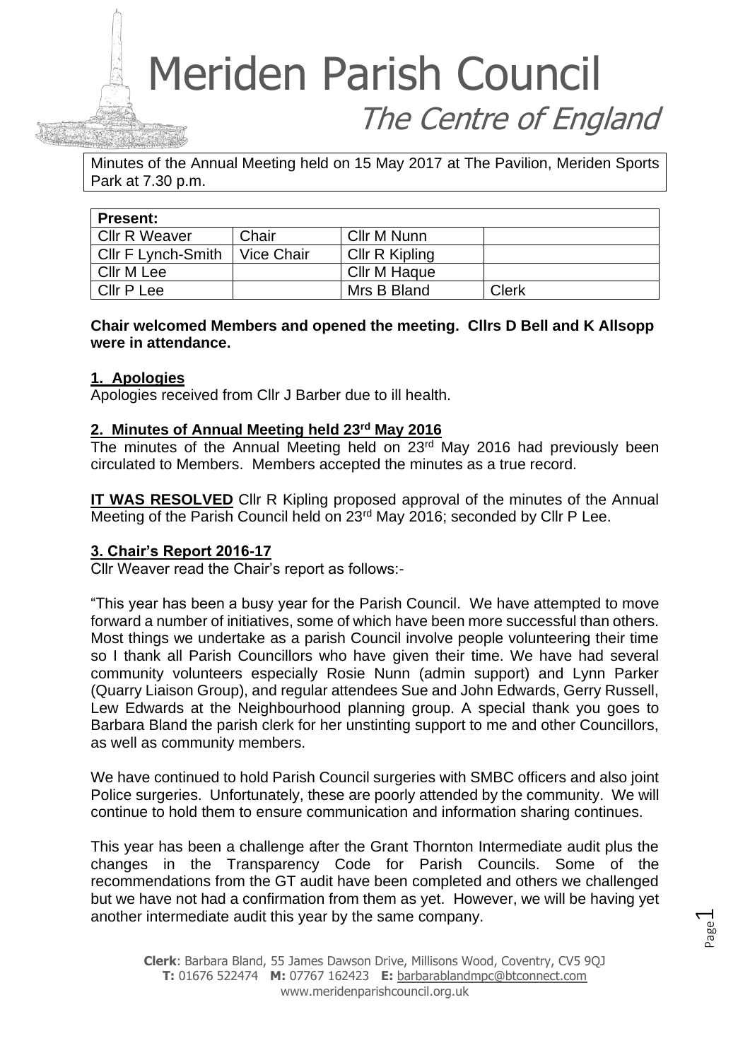# Meriden Parish Council

## The Centre of England

Minutes of the Annual Meeting held on 15 May 2017 at The Pavilion, Meriden Sports Park at 7.30 p.m.

| Present: | | | |
|---|---|---|---|
| Cllr R Weaver | Chair | Cllr M Nunn | |
| Cllr F Lynch-Smith | Vice Chair | Cllr R Kipling | |
| Cllr M Lee | | Cllr M Haque | |
| Cllr P Lee | | Mrs B Bland | Clerk |

**Chair welcomed Members and opened the meeting. Cllrs D Bell and K Allsopp were in attendance.**

### 1. Apologies

Apologies received from Cllr J Barber due to ill health.

### 2. Minutes of Annual Meeting held 23rd May 2016

The minutes of the Annual Meeting held on 23rd May 2016 had previously been circulated to Members. Members accepted the minutes as a true record.

**IT WAS RESOLVED** Cllr R Kipling proposed approval of the minutes of the Annual Meeting of the Parish Council held on 23rd May 2016; seconded by Cllr P Lee.

### 3. Chair's Report 2016-17

Cllr Weaver read the Chair's report as follows:-

"This year has been a busy year for the Parish Council. We have attempted to move forward a number of initiatives, some of which have been more successful than others. Most things we undertake as a parish Council involve people volunteering their time so I thank all Parish Councillors who have given their time. We have had several community volunteers especially Rosie Nunn (admin support) and Lynn Parker (Quarry Liaison Group), and regular attendees Sue and John Edwards, Gerry Russell, Lew Edwards at the Neighbourhood planning group. A special thank you goes to Barbara Bland the parish clerk for her unstinting support to me and other Councillors, as well as community members.

We have continued to hold Parish Council surgeries with SMBC officers and also joint Police surgeries. Unfortunately, these are poorly attended by the community. We will continue to hold them to ensure communication and information sharing continues.

This year has been a challenge after the Grant Thornton Intermediate audit plus the changes in the Transparency Code for Parish Councils. Some of the recommendations from the GT audit have been completed and others we challenged but we have not had a confirmation from them as yet. However, we will be having yet another intermediate audit this year by the same company.

**Clerk**: Barbara Bland, 55 James Dawson Drive, Millisons Wood, Coventry, CV5 9QJ
**T:** 01676 522474 **M:** 07767 162423 **E:** barbarablandmpc@btconnect.com
www.meridenparishcouncil.org.uk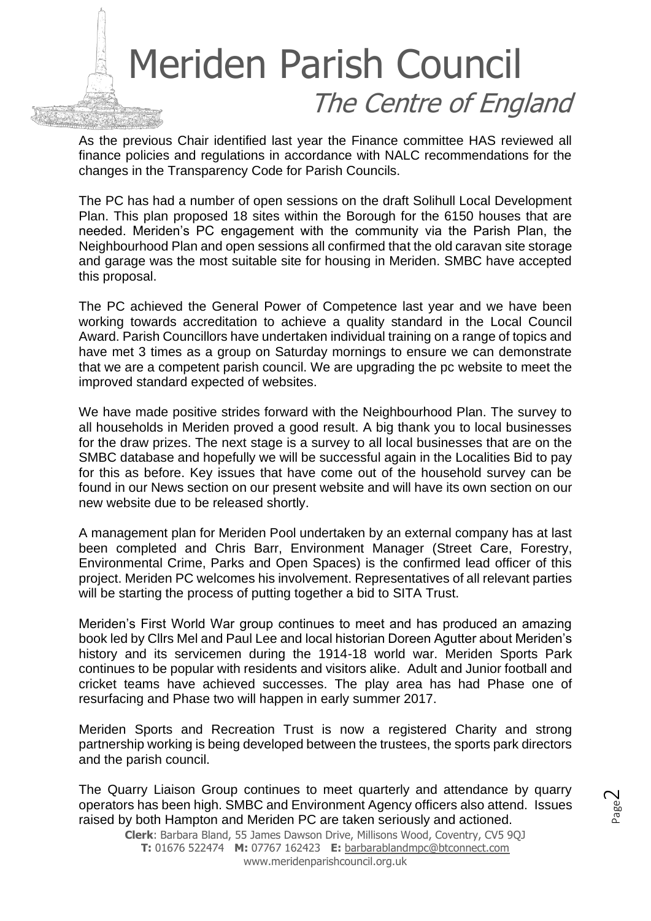As the previous Chair identified last year the Finance committee HAS reviewed all finance policies and regulations in accordance with NALC recommendations for the changes in the Transparency Code for Parish Councils.

The PC has had a number of open sessions on the draft Solihull Local Development Plan. This plan proposed 18 sites within the Borough for the 6150 houses that are needed. Meriden's PC engagement with the community via the Parish Plan, the Neighbourhood Plan and open sessions all confirmed that the old caravan site storage and garage was the most suitable site for housing in Meriden. SMBC have accepted this proposal.

The PC achieved the General Power of Competence last year and we have been working towards accreditation to achieve a quality standard in the Local Council Award. Parish Councillors have undertaken individual training on a range of topics and have met 3 times as a group on Saturday mornings to ensure we can demonstrate that we are a competent parish council. We are upgrading the pc website to meet the improved standard expected of websites.

We have made positive strides forward with the Neighbourhood Plan. The survey to all households in Meriden proved a good result. A big thank you to local businesses for the draw prizes. The next stage is a survey to all local businesses that are on the SMBC database and hopefully we will be successful again in the Localities Bid to pay for this as before. Key issues that have come out of the household survey can be found in our News section on our present website and will have its own section on our new website due to be released shortly.

A management plan for Meriden Pool undertaken by an external company has at last been completed and Chris Barr, Environment Manager (Street Care, Forestry, Environmental Crime, Parks and Open Spaces) is the confirmed lead officer of this project. Meriden PC welcomes his involvement. Representatives of all relevant parties will be starting the process of putting together a bid to SITA Trust.

Meriden's First World War group continues to meet and has produced an amazing book led by Cllrs Mel and Paul Lee and local historian Doreen Agutter about Meriden's history and its servicemen during the 1914-18 world war. Meriden Sports Park continues to be popular with residents and visitors alike. Adult and Junior football and cricket teams have achieved successes. The play area has had Phase one of resurfacing and Phase two will happen in early summer 2017.

Meriden Sports and Recreation Trust is now a registered Charity and strong partnership working is being developed between the trustees, the sports park directors and the parish council.

The Quarry Liaison Group continues to meet quarterly and attendance by quarry operators has been high. SMBC and Environment Agency officers also attend. Issues raised by both Hampton and Meriden PC are taken seriously and actioned.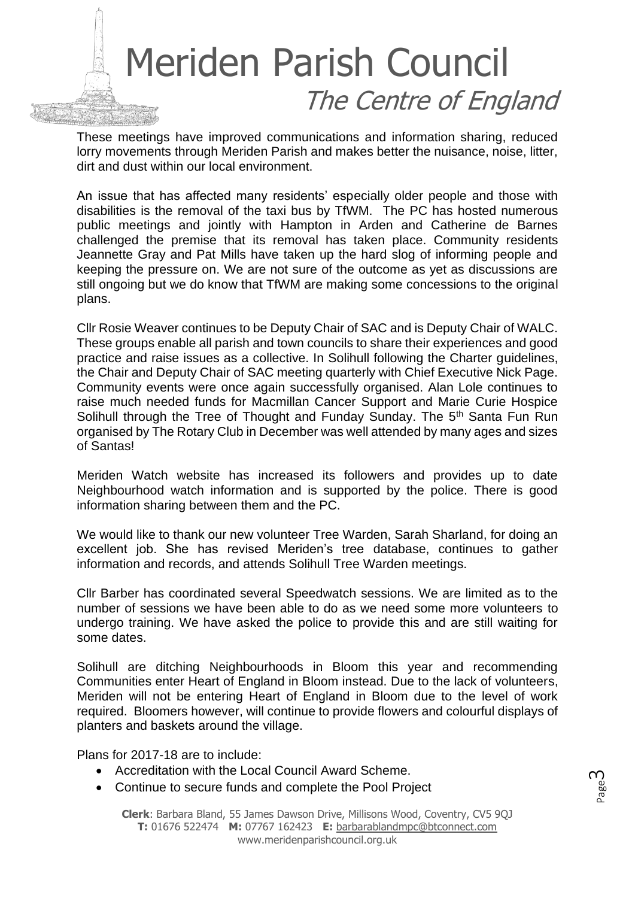These meetings have improved communications and information sharing, reduced lorry movements through Meriden Parish and makes better the nuisance, noise, litter, dirt and dust within our local environment.

An issue that has affected many residents' especially older people and those with disabilities is the removal of the taxi bus by TfWM. The PC has hosted numerous public meetings and jointly with Hampton in Arden and Catherine de Barnes challenged the premise that its removal has taken place. Community residents Jeannette Gray and Pat Mills have taken up the hard slog of informing people and keeping the pressure on. We are not sure of the outcome as yet as discussions are still ongoing but we do know that TfWM are making some concessions to the original plans.

Cllr Rosie Weaver continues to be Deputy Chair of SAC and is Deputy Chair of WALC. These groups enable all parish and town councils to share their experiences and good practice and raise issues as a collective. In Solihull following the Charter guidelines, the Chair and Deputy Chair of SAC meeting quarterly with Chief Executive Nick Page. Community events were once again successfully organised. Alan Lole continues to raise much needed funds for Macmillan Cancer Support and Marie Curie Hospice Solihull through the Tree of Thought and Funday Sunday. The 5th Santa Fun Run organised by The Rotary Club in December was well attended by many ages and sizes of Santas!

Meriden Watch website has increased its followers and provides up to date Neighbourhood watch information and is supported by the police. There is good information sharing between them and the PC.

We would like to thank our new volunteer Tree Warden, Sarah Sharland, for doing an excellent job. She has revised Meriden's tree database, continues to gather information and records, and attends Solihull Tree Warden meetings.

Cllr Barber has coordinated several Speedwatch sessions. We are limited as to the number of sessions we have been able to do as we need some more volunteers to undergo training. We have asked the police to provide this and are still waiting for some dates.

Solihull are ditching Neighbourhoods in Bloom this year and recommending Communities enter Heart of England in Bloom instead. Due to the lack of volunteers, Meriden will not be entering Heart of England in Bloom due to the level of work required. Bloomers however, will continue to provide flowers and colourful displays of planters and baskets around the village.

Plans for 2017-18 are to include:

- Accreditation with the Local Council Award Scheme.
- Continue to secure funds and complete the Pool Project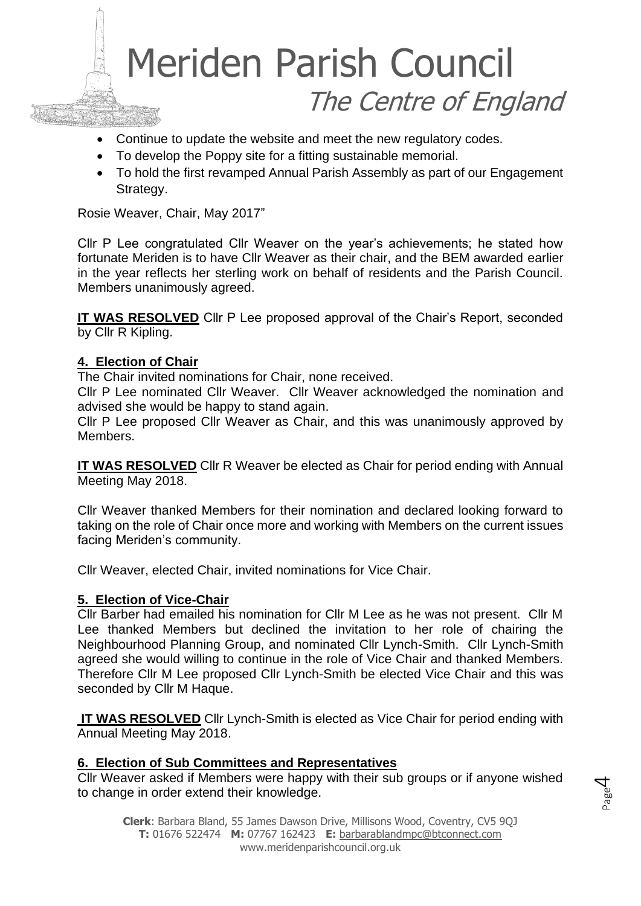- Continue to update the website and meet the new regulatory codes.
- To develop the Poppy site for a fitting sustainable memorial.
- To hold the first revamped Annual Parish Assembly as part of our Engagement Strategy.

Rosie Weaver, Chair, May 2017"

Cllr P Lee congratulated Cllr Weaver on the year's achievements; he stated how fortunate Meriden is to have Cllr Weaver as their chair, and the BEM awarded earlier in the year reflects her sterling work on behalf of residents and the Parish Council. Members unanimously agreed.

**IT WAS RESOLVED** Cllr P Lee proposed approval of the Chair's Report, seconded by Cllr R Kipling.

## 4. Election of Chair

The Chair invited nominations for Chair, none received.

Cllr P Lee nominated Cllr Weaver. Cllr Weaver acknowledged the nomination and advised she would be happy to stand again.

Cllr P Lee proposed Cllr Weaver as Chair, and this was unanimously approved by Members.

**IT WAS RESOLVED** Cllr R Weaver be elected as Chair for period ending with Annual Meeting May 2018.

Cllr Weaver thanked Members for their nomination and declared looking forward to taking on the role of Chair once more and working with Members on the current issues facing Meriden's community.

Cllr Weaver, elected Chair, invited nominations for Vice Chair.

## 5. Election of Vice-Chair

Cllr Barber had emailed his nomination for Cllr M Lee as he was not present. Cllr M Lee thanked Members but declined the invitation to her role of chairing the Neighbourhood Planning Group, and nominated Cllr Lynch-Smith. Cllr Lynch-Smith agreed she would willing to continue in the role of Vice Chair and thanked Members. Therefore Cllr M Lee proposed Cllr Lynch-Smith be elected Vice Chair and this was seconded by Cllr M Haque.

**IT WAS RESOLVED** Cllr Lynch-Smith is elected as Vice Chair for period ending with Annual Meeting May 2018.

## 6. Election of Sub Committees and Representatives

Cllr Weaver asked if Members were happy with their sub groups or if anyone wished to change in order extend their knowledge.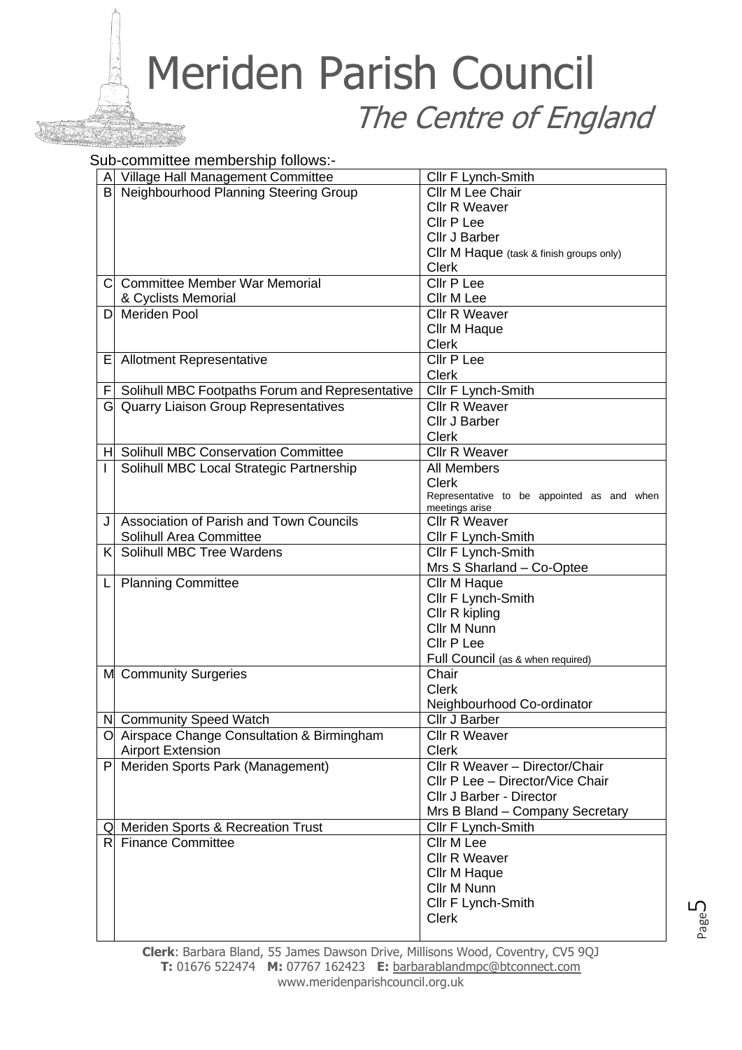# Meriden Parish Council

*The Centre of England*

Sub-committee membership follows:-

| | | |
|---|---|---|
| A | Village Hall Management Committee | Cllr F Lynch-Smith |
| B | Neighbourhood Planning Steering Group | Cllr M Lee Chair<br>Cllr R Weaver<br>Cllr P Lee<br>Cllr J Barber<br>Cllr M Haque (task & finish groups only)<br>Clerk |
| C | Committee Member War Memorial & Cyclists Memorial | Cllr P Lee<br>Cllr M Lee |
| D | Meriden Pool | Cllr R Weaver<br>Cllr M Haque<br>Clerk |
| E | Allotment Representative | Cllr P Lee<br>Clerk |
| F | Solihull MBC Footpaths Forum and Representative | Cllr F Lynch-Smith |
| G | Quarry Liaison Group Representatives | Cllr R Weaver<br>Cllr J Barber<br>Clerk |
| H | Solihull MBC Conservation Committee | Cllr R Weaver |
| I | Solihull MBC Local Strategic Partnership | All Members<br>Clerk<br>Representative to be appointed as and when meetings arise |
| J | Association of Parish and Town Councils Solihull Area Committee | Cllr R Weaver<br>Cllr F Lynch-Smith |
| K | Solihull MBC Tree Wardens | Cllr F Lynch-Smith<br>Mrs S Sharland – Co-Optee |
| L | Planning Committee | Cllr M Haque<br>Cllr F Lynch-Smith<br>Cllr R kipling<br>Cllr M Nunn<br>Cllr P Lee<br>Full Council (as & when required) |
| M | Community Surgeries | Chair<br>Clerk<br>Neighbourhood Co-ordinator |
| N | Community Speed Watch | Cllr J Barber |
| O | Airspace Change Consultation & Birmingham Airport Extension | Cllr R Weaver<br>Clerk |
| P | Meriden Sports Park (Management) | Cllr R Weaver – Director/Chair<br>Cllr P Lee – Director/Vice Chair<br>Cllr J Barber - Director<br>Mrs B Bland – Company Secretary |
| Q | Meriden Sports & Recreation Trust | Cllr F Lynch-Smith |
| R | Finance Committee | Cllr M Lee<br>Cllr R Weaver<br>Cllr M Haque<br>Cllr M Nunn<br>Cllr F Lynch-Smith<br>Clerk |

**Clerk**: Barbara Bland, 55 James Dawson Drive, Millisons Wood, Coventry, CV5 9QJ
**T:** 01676 522474 **M:** 07767 162423 **E:** barbarablandmpc@btconnect.com
www.meridenparishcouncil.org.uk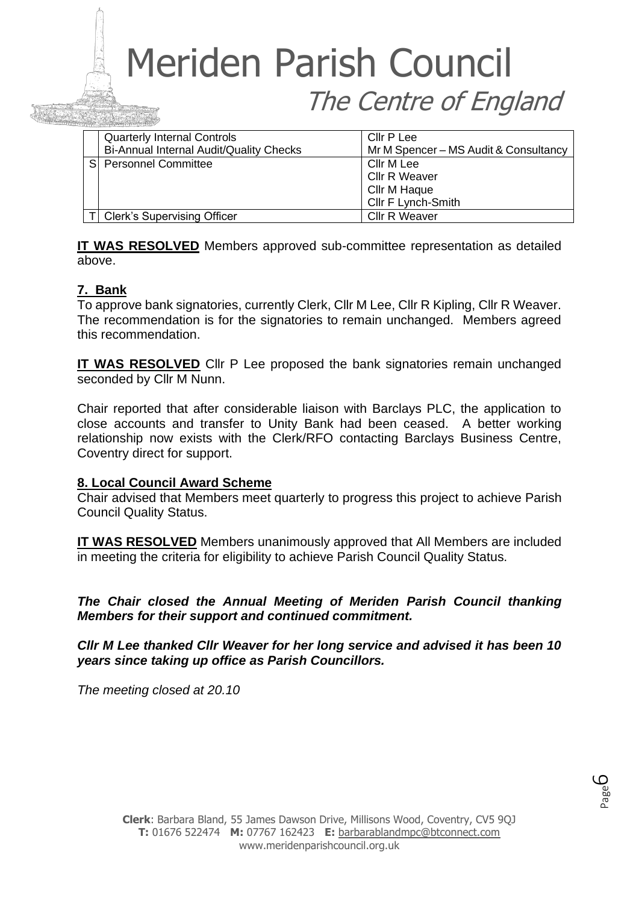| | | |
|---|---|---|
| | Quarterly Internal Controls<br>Bi-Annual Internal Audit/Quality Checks | Cllr P Lee<br>Mr M Spencer – MS Audit & Consultancy |
| S | Personnel Committee | Cllr M Lee<br>Cllr R Weaver<br>Cllr M Haque<br>Cllr F Lynch-Smith |
| T | Clerk's Supervising Officer | Cllr R Weaver |

**IT WAS RESOLVED** Members approved sub-committee representation as detailed above.

## 7. Bank

To approve bank signatories, currently Clerk, Cllr M Lee, Cllr R Kipling, Cllr R Weaver. The recommendation is for the signatories to remain unchanged. Members agreed this recommendation.

**IT WAS RESOLVED** Cllr P Lee proposed the bank signatories remain unchanged seconded by Cllr M Nunn.

Chair reported that after considerable liaison with Barclays PLC, the application to close accounts and transfer to Unity Bank had been ceased. A better working relationship now exists with the Clerk/RFO contacting Barclays Business Centre, Coventry direct for support.

## 8. Local Council Award Scheme

Chair advised that Members meet quarterly to progress this project to achieve Parish Council Quality Status.

**IT WAS RESOLVED** Members unanimously approved that All Members are included in meeting the criteria for eligibility to achieve Parish Council Quality Status.

***The Chair closed the Annual Meeting of Meriden Parish Council thanking Members for their support and continued commitment.***

***Cllr M Lee thanked Cllr Weaver for her long service and advised it has been 10 years since taking up office as Parish Councillors.***

*The meeting closed at 20.10*